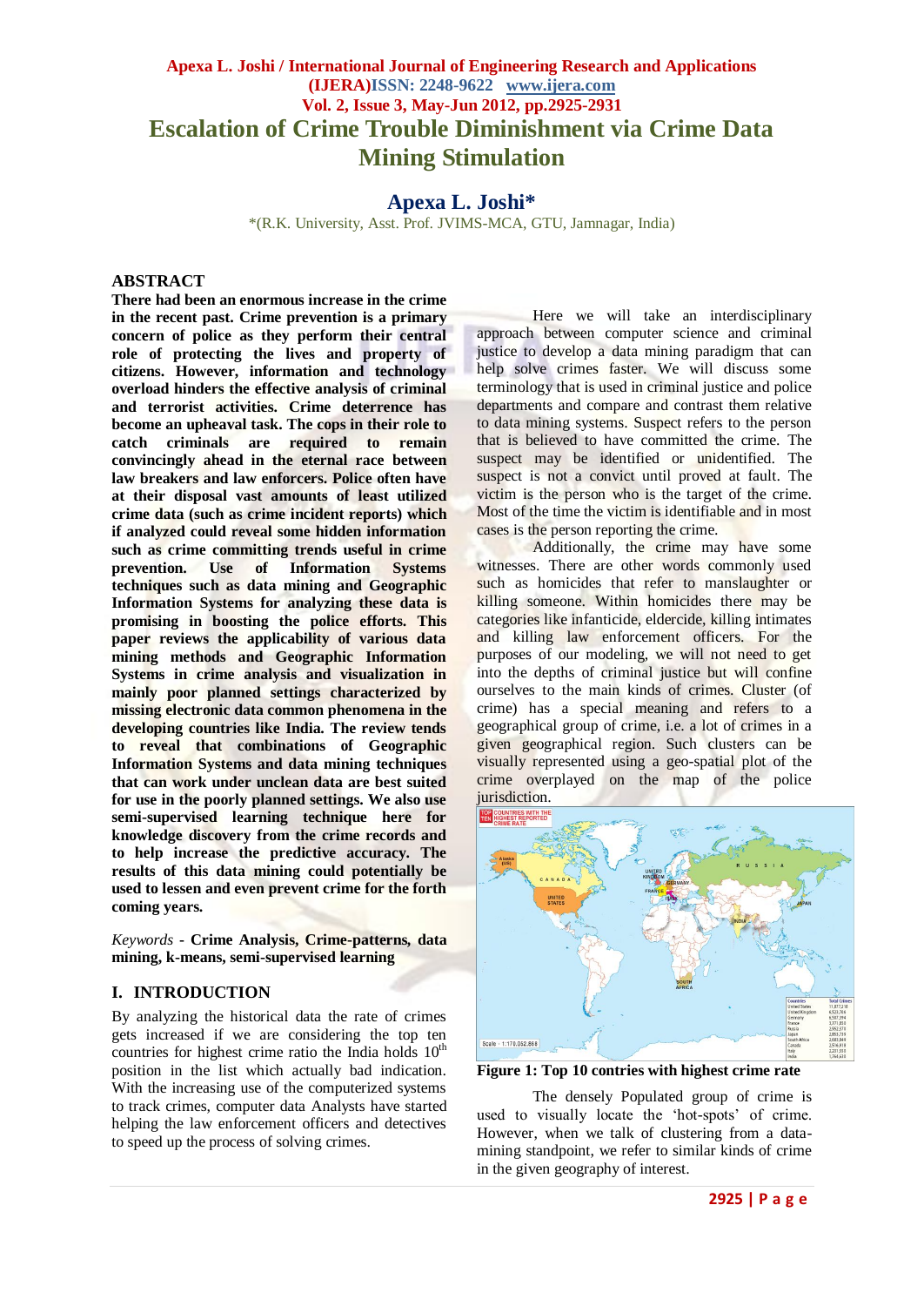# Escalation of Crime Trouble Diminishment via Crime Data Mining Stimulation

## Apexa L. Joshi*

*(R.K. University, Asst. Prof. JVIMS-MCA, GTU, Jamnagar, India)

## ABSTRACT

**There had been an enormous increase in the crime in the recent past. Crime prevention is a primary concern of police as they perform their central role of protecting the lives and property of citizens. However, information and technology overload hinders the effective analysis of criminal and terrorist activities. Crime deterrence has become an upheaval task. The cops in their role to catch criminals are required to remain convincingly ahead in the eternal race between law breakers and law enforcers. Police often have at their disposal vast amounts of least utilized crime data (such as crime incident reports) which if analyzed could reveal some hidden information such as crime committing trends useful in crime prevention. Use of Information Systems techniques such as data mining and Geographic Information Systems for analyzing these data is promising in boosting the police efforts. This paper reviews the applicability of various data mining methods and Geographic Information Systems in crime analysis and visualization in mainly poor planned settings characterized by missing electronic data common phenomena in the developing countries like India. The review tends to reveal that combinations of Geographic Information Systems and data mining techniques that can work under unclean data are best suited for use in the poorly planned settings. We also use semi-supervised learning technique here for knowledge discovery from the crime records and to help increase the predictive accuracy. The results of this data mining could potentially be used to lessen and even prevent crime for the forth coming years.**

*Keywords* - **Crime Analysis, Crime-patterns, data mining, k-means, semi-supervised learning**

## I. INTRODUCTION

By analyzing the historical data the rate of crimes gets increased if we are considering the top ten countries for highest crime ratio the India holds $10^{th}$ position in the list which actually bad indication. With the increasing use of the computerized systems to track crimes, computer data Analysts have started helping the law enforcement officers and detectives to speed up the process of solving crimes.

Here we will take an interdisciplinary approach between computer science and criminal justice to develop a data mining paradigm that can help solve crimes faster. We will discuss some terminology that is used in criminal justice and police departments and compare and contrast them relative to data mining systems. Suspect refers to the person that is believed to have committed the crime. The suspect may be identified or unidentified. The suspect is not a convict until proved at fault. The victim is the person who is the target of the crime. Most of the time the victim is identifiable and in most cases is the person reporting the crime.

Additionally, the crime may have some witnesses. There are other words commonly used such as homicides that refer to manslaughter or killing someone. Within homicides there may be categories like infanticide, eldercide, killing intimates and killing law enforcement officers. For the purposes of our modeling, we will not need to get into the depths of criminal justice but will confine ourselves to the main kinds of crimes. Cluster (of crime) has a special meaning and refers to a geographical group of crime, i.e. a lot of crimes in a given geographical region. Such clusters can be visually represented using a geo-spatial plot of the crime overplayed on the map of the police jurisdiction.

TOP TEN COUNTRIES WITH THE HIGHEST REPORTED CRIME RATE

CANADA
Alaska (US)
UNITED STATES
UNITED KINGDOM
GERMANY
FRANCE
ITALY
RUSSIA
INDIA
JAPAN
SOUTH AFRICA

Scale - 1:178,052,866

| Countries | Total Crimes |
|---|---|
| United States | 11,877,218 |
| United Kingdom | 6,523,706 |
| Germany | 6,507,394 |
| France | 3,771,850 |
| Russia | 2,952,370 |
| Japan | 2,853,739 |
| South Africa | 2,683,849 |
| Canada | 2,516,918 |
| Italy | 2,231,550 |
| India | 1,764,630 |

**Figure 1: Top 10 contries with highest crime rate**

The densely Populated group of crime is used to visually locate the 'hot-spots' of crime. However, when we talk of clustering from a data-mining standpoint, we refer to similar kinds of crime in the given geography of interest.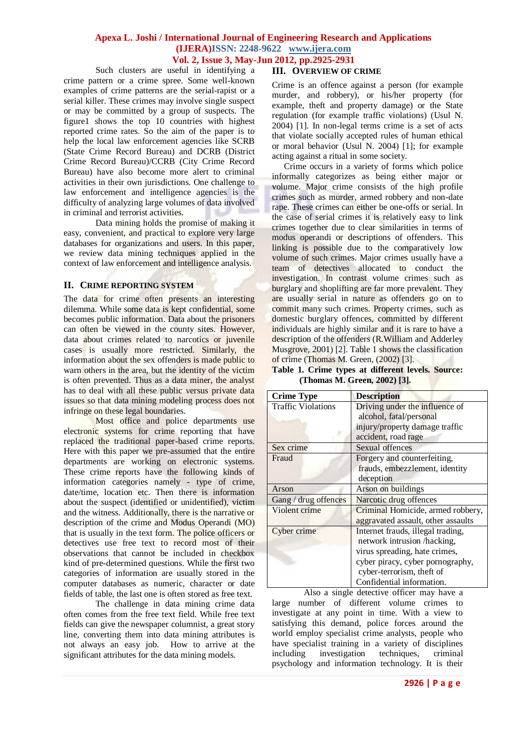Such clusters are useful in identifying a crime pattern or a crime spree. Some well-known examples of crime patterns are the serial-rapist or a serial killer. These crimes may involve single suspect or may be committed by a group of suspects. The figure1 shows the top 10 countries with highest reported crime rates. So the aim of the paper is to help the local law enforcement agencies like SCRB (State Crime Record Bureau) and DCRB (District Crime Record Bureau)/CCRB (City Crime Record Bureau) have also become more alert to criminal activities in their own jurisdictions. One challenge to law enforcement and intelligence agencies is the difficulty of analyzing large volumes of data involved in criminal and terrorist activities.

Data mining holds the promise of making it easy, convenient, and practical to explore very large databases for organizations and users. In this paper, we review data mining techniques applied in the context of law enforcement and intelligence analysis.

## II. Crime Reporting System

The data for crime often presents an interesting dilemma. While some data is kept confidential, some becomes public information. Data about the prisoners can often be viewed in the county sites. However, data about crimes related to narcotics or juvenile cases is usually more restricted. Similarly, the information about the sex offenders is made public to warn others in the area, but the identity of the victim is often prevented. Thus as a data miner, the analyst has to deal with all these public versus private data issues so that data mining modeling process does not infringe on these legal boundaries.

Most office and police departments use electronic systems for crime reporting that have replaced the traditional paper-based crime reports. Here with this paper we pre-assumed that the entire departments are working on electronic systems. These crime reports have the following kinds of information categories namely - type of crime, date/time, location etc. Then there is information about the suspect (identified or unidentified), victim and the witness. Additionally, there is the narrative or description of the crime and Modus Operandi (MO) that is usually in the text form. The police officers or detectives use free text to record most of their observations that cannot be included in checkbox kind of pre-determined questions. While the first two categories of information are usually stored in the computer databases as numeric, character or date fields of table, the last one is often stored as free text.

The challenge in data mining crime data often comes from the free text field. While free text fields can give the newspaper columnist, a great story line, converting them into data mining attributes is not always an easy job. How to arrive at the significant attributes for the data mining models.

## III. Overview of Crime

Crime is an offence against a person (for example murder, and robbery), or his/her property (for example, theft and property damage) or the State regulation (for example traffic violations) (Usul N. 2004) [1]. In non-legal terms crime is a set of acts that violate socially accepted rules of human ethical or moral behavior (Usul N. 2004) [1]; for example acting against a ritual in some society.

Crime occurs in a variety of forms which police informally categorizes as being either major or volume. Major crime consists of the high profile crimes such as murder, armed robbery and non-date rape. These crimes can either be one-offs or serial. In the case of serial crimes it is relatively easy to link crimes together due to clear similarities in terms of modus operandi or descriptions of offenders. This linking is possible due to the comparatively low volume of such crimes. Major crimes usually have a team of detectives allocated to conduct the investigation. In contrast volume crimes such as burglary and shoplifting are far more prevalent. They are usually serial in nature as offenders go on to commit many such crimes. Property crimes, such as domestic burglary offences, committed by different individuals are highly similar and it is rare to have a description of the offenders (R.William and Adderley Musgrove, 2001) [2]. Table 1 shows the classification of crime (Thomas M. Green, (2002) [3].

**Table 1. Crime types at different levels. Source: (Thomas M. Green, 2002) [3].**

| Crime Type | Description |
|---|---|
| Traffic Violations | Driving under the influence of alcohol, fatal/personal injury/property damage traffic accident, road rage |
| Sex crime | Sexual offences |
| Fraud | Forgery and counterfeiting, frauds, embezzlement, identity deception |
| Arson | Arson on buildings |
| Gang / drug offences | Narcotic drug offences |
| Violent crime | Criminal Homicide, armed robbery, aggravated assault, other assaults |
| Cyber crime | Internet frauds, illegal trading, network intrusion /hacking, virus spreading, hate crimes, cyber piracy, cyber pornography, cyber-terrorism, theft of Confidential information. |

Also a single detective officer may have a large number of different volume crimes to investigate at any point in time. With a view to satisfying this demand, police forces around the world employ specialist crime analysts, people who have specialist training in a variety of disciplines including investigation techniques, criminal psychology and information technology. It is their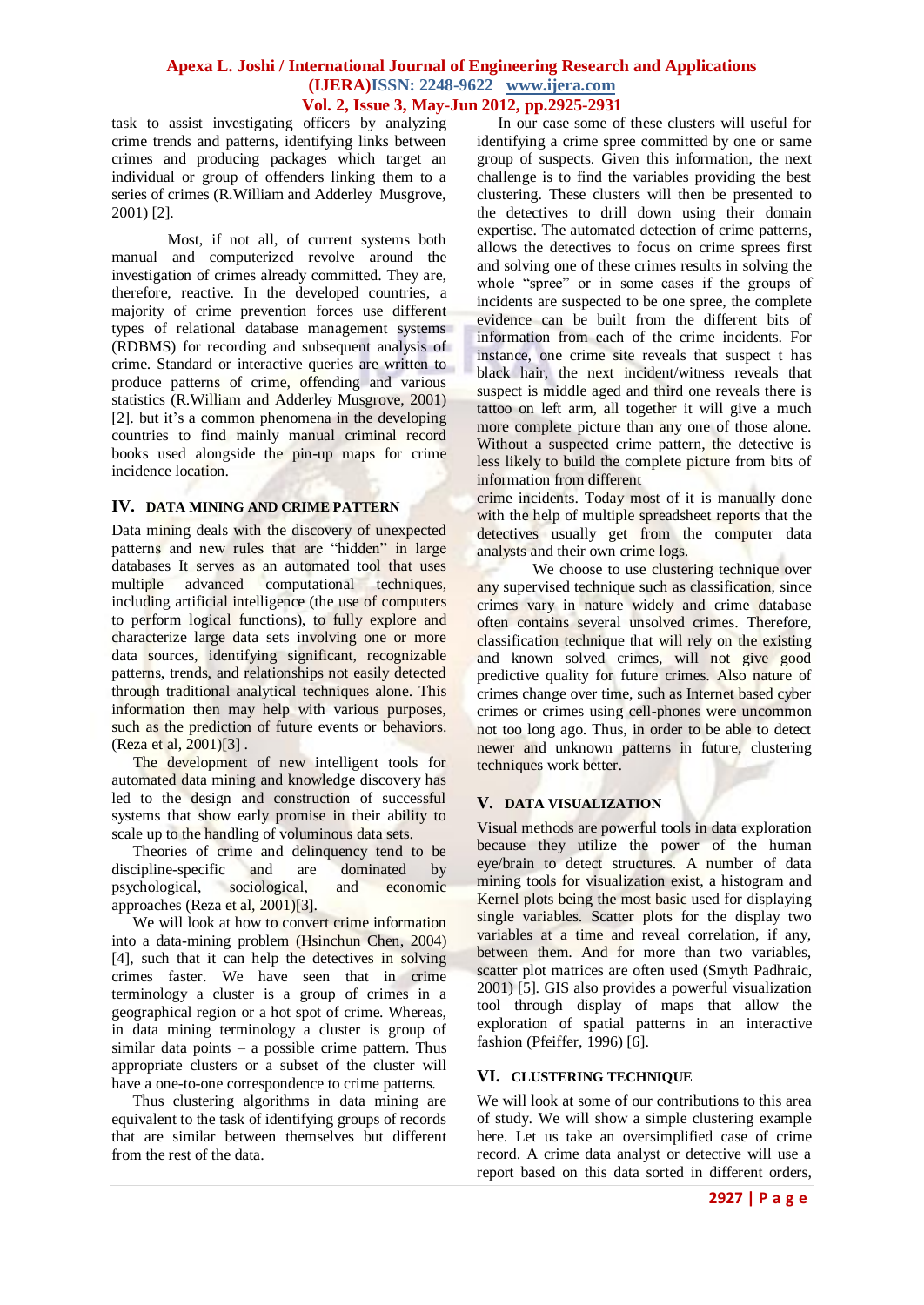task to assist investigating officers by analyzing crime trends and patterns, identifying links between crimes and producing packages which target an individual or group of offenders linking them to a series of crimes (R.William and Adderley Musgrove, 2001) [2].

Most, if not all, of current systems both manual and computerized revolve around the investigation of crimes already committed. They are, therefore, reactive. In the developed countries, a majority of crime prevention forces use different types of relational database management systems (RDBMS) for recording and subsequent analysis of crime. Standard or interactive queries are written to produce patterns of crime, offending and various statistics (R.William and Adderley Musgrove, 2001) [2]. but it's a common phenomena in the developing countries to find mainly manual criminal record books used alongside the pin-up maps for crime incidence location.

## IV. DATA MINING AND CRIME PATTERN

Data mining deals with the discovery of unexpected patterns and new rules that are "hidden" in large databases It serves as an automated tool that uses multiple advanced computational techniques, including artificial intelligence (the use of computers to perform logical functions), to fully explore and characterize large data sets involving one or more data sources, identifying significant, recognizable patterns, trends, and relationships not easily detected through traditional analytical techniques alone. This information then may help with various purposes, such as the prediction of future events or behaviors. (Reza et al, 2001)[3] .

The development of new intelligent tools for automated data mining and knowledge discovery has led to the design and construction of successful systems that show early promise in their ability to scale up to the handling of voluminous data sets.

Theories of crime and delinquency tend to be discipline-specific and are dominated by psychological, sociological, and economic approaches (Reza et al, 2001)[3].

We will look at how to convert crime information into a data-mining problem (Hsinchun Chen, 2004) [4], such that it can help the detectives in solving crimes faster. We have seen that in crime terminology a cluster is a group of crimes in a geographical region or a hot spot of crime. Whereas, in data mining terminology a cluster is group of similar data points – a possible crime pattern. Thus appropriate clusters or a subset of the cluster will have a one-to-one correspondence to crime patterns.

Thus clustering algorithms in data mining are equivalent to the task of identifying groups of records that are similar between themselves but different from the rest of the data.

In our case some of these clusters will useful for identifying a crime spree committed by one or same group of suspects. Given this information, the next challenge is to find the variables providing the best clustering. These clusters will then be presented to the detectives to drill down using their domain expertise. The automated detection of crime patterns, allows the detectives to focus on crime sprees first and solving one of these crimes results in solving the whole "spree" or in some cases if the groups of incidents are suspected to be one spree, the complete evidence can be built from the different bits of information from each of the crime incidents. For instance, one crime site reveals that suspect t has black hair, the next incident/witness reveals that suspect is middle aged and third one reveals there is tattoo on left arm, all together it will give a much more complete picture than any one of those alone. Without a suspected crime pattern, the detective is less likely to build the complete picture from bits of information from different crime incidents. Today most of it is manually done with the help of multiple spreadsheet reports that the detectives usually get from the computer data analysts and their own crime logs.

We choose to use clustering technique over any supervised technique such as classification, since crimes vary in nature widely and crime database often contains several unsolved crimes. Therefore, classification technique that will rely on the existing and known solved crimes, will not give good predictive quality for future crimes. Also nature of crimes change over time, such as Internet based cyber crimes or crimes using cell-phones were uncommon not too long ago. Thus, in order to be able to detect newer and unknown patterns in future, clustering techniques work better.

## V. DATA VISUALIZATION

Visual methods are powerful tools in data exploration because they utilize the power of the human eye/brain to detect structures. A number of data mining tools for visualization exist, a histogram and Kernel plots being the most basic used for displaying single variables. Scatter plots for the display two variables at a time and reveal correlation, if any, between them. And for more than two variables, scatter plot matrices are often used (Smyth Padhraic, 2001) [5]. GIS also provides a powerful visualization tool through display of maps that allow the exploration of spatial patterns in an interactive fashion (Pfeiffer, 1996) [6].

## VI. CLUSTERING TECHNIQUE

We will look at some of our contributions to this area of study. We will show a simple clustering example here. Let us take an oversimplified case of crime record. A crime data analyst or detective will use a report based on this data sorted in different orders,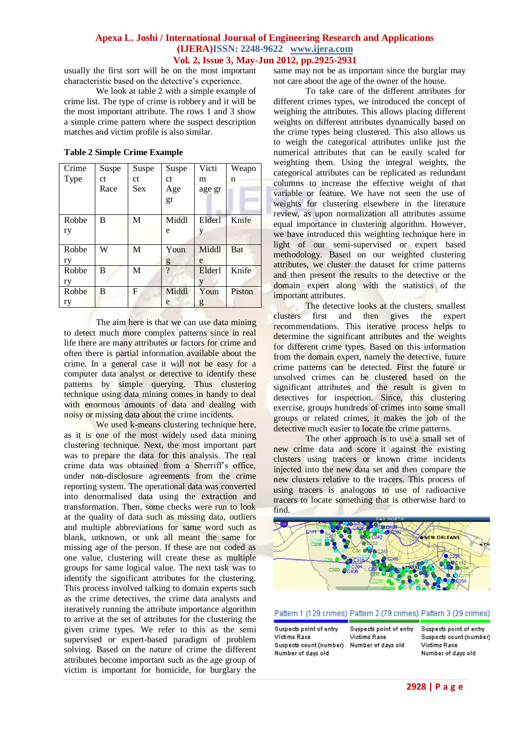usually the first sort will be on the most important characteristic based on the detective's experience.

We look at table 2 with a simple example of crime list. The type of crime is robbery and it will be the most important attribute. The rows 1 and 3 show a simple crime pattern where the suspect description matches and victim profile is also similar.

**Table 2 Simple Crime Example**

| Crime Type | Suspect Race | Suspect Sex | Suspect Age gr | Victim age gr | Weapon |
|---|---|---|---|---|---|
| Robbery | B | M | Middle | Elderly | Knife |
| Robbery | W | M | Young | Middle | Bat |
| Robbery | B | M | ? | Elderly | Knife |
| Robbery | B | F | Middle | Young | Piston |

The aim here is that we can use data mining to detect much more complex patterns since in real life there are many attributes or factors for crime and often there is partial information available about the crime. In a general case it will not be easy for a computer data analyst or detective to identify these patterns by simple querying. Thus clustering technique using data mining comes in handy to deal with enormous amounts of data and dealing with noisy or missing data about the crime incidents.

We used k-means clustering technique here, as it is one of the most widely used data mining clustering technique. Next, the most important part was to prepare the data for this analysis. The real crime data was obtained from a Sherriff's office, under non-disclosure agreements from the crime reporting system. The operational data was converted into denormalised data using the extraction and transformation. Then, some checks were run to look at the quality of data such as missing data, outliers and multiple abbreviations for same word such as blank, unknown, or unk all meant the same for missing age of the person. If these are not coded as one value, clustering will create these as multiple groups for same logical value. The next task was to identify the significant attributes for the clustering. This process involved talking to domain experts such as the crime detectives, the crime data analysts and iteratively running the attribute importance algorithm to arrive at the set of attributes for the clustering the given crime types. We refer to this as the semi supervised or expert-based paradigm of problem solving. Based on the nature of crime the different attributes become important such as the age group of victim is important for homicide, for burglary the same may not be as important since the burglar may not care about the age of the owner of the house.

To take care of the different attributes for different crimes types, we introduced the concept of weighing the attributes. This allows placing different weights on different attributes dynamically based on the crime types being clustered. This also allows us to weigh the categorical attributes unlike just the numerical attributes that can be easily scaled for weighting them. Using the integral weights, the categorical attributes can be replicated as redundant columns to increase the effective weight of that variable or feature. We have not seen the use of weights for clustering elsewhere in the literature review, as upon normalization all attributes assume equal importance in clustering algorithm. However, we have introduced this weighting technique here in light of our semi-supervised or expert based methodology. Based on our weighted clustering attributes, we cluster the dataset for crime patterns and then present the results to the detective or the domain expert along with the statistics of the important attributes.

The detective looks at the clusters, smallest clusters first and then gives the expert recommendations. This iterative process helps to determine the significant attributes and the weights for different crime types. Based on this information from the domain expert, namely the detective, future crime patterns can be detected. First the future or unsolved crimes can be clustered based on the significant attributes and the result is given to detectives for inspection. Since, this clustering exercise, groups hundreds of crimes into some small groups or related crimes, it makes the job of the detective much easier to locate the crime patterns.

The other approach is to use a small set of new crime data and score it against the existing clusters using tracers or known crime incidents injected into the new data set and then compare the new clusters relative to the tracers. This process of using tracers is analogous to use of radioactive tracers to locate something that is otherwise hard to find.

NEW ORLEANS

Pattern 1 (129 crimes)
Suspects point of entry
Victims Race
Suspects count (number)
Number of days old

Pattern 2 (79 crimes)
Suspects point of entry
Victims Race
Number of days old

Pattern 3 (29 crimes)
Suspects point of entry
Suspects count (number)
Victims Race
Number of days old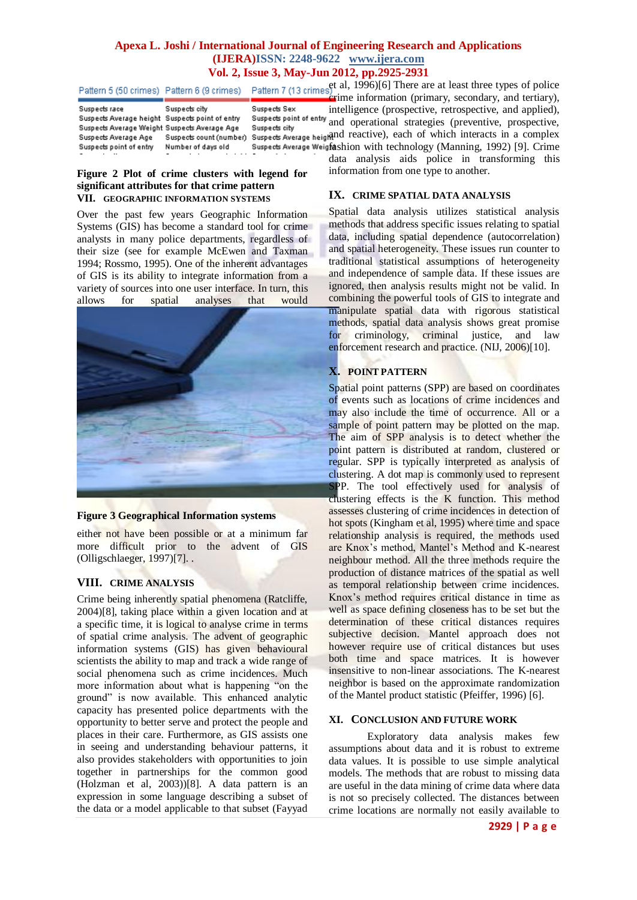| Pattern 5 (50 crimes) | Pattern 6 (9 crimes) | Pattern 7 (13 crimes) |
|---|---|---|
| Suspects race | Suspects city | Suspects Sex |
| Suspects Average height | Suspects point of entry | Suspects point of entry |
| Suspects Average Weight | Suspects Average Age | Suspects city |
| Suspects Average Age | Suspects count (number) | Suspects Average height |
| Suspects point of entry | Number of days old | Suspects Average Weight |

**Figure 2 Plot of crime clusters with legend for significant attributes for that crime pattern**

## VII. GEOGRAPHIC INFORMATION SYSTEMS

Over the past few years Geographic Information Systems (GIS) has become a standard tool for crime analysts in many police departments, regardless of their size (see for example McEwen and Taxman 1994; Rossmo, 1995). One of the inherent advantages of GIS is its ability to integrate information from a variety of sources into one user interface. In turn, this allows for spatial analyses that would either not have been possible or at a minimum far more difficult prior to the advent of GIS (Olligschlaeger, 1997)[7]. .

**Figure 3 Geographical Information systems**

## VIII. CRIME ANALYSIS

Crime being inherently spatial phenomena (Ratcliffe, 2004)[8], taking place within a given location and at a specific time, it is logical to analyse crime in terms of spatial crime analysis. The advent of geographic information systems (GIS) has given behavioural scientists the ability to map and track a wide range of social phenomena such as crime incidences. Much more information about what is happening "on the ground" is now available. This enhanced analytic capacity has presented police departments with the opportunity to better serve and protect the people and places in their care. Furthermore, as GIS assists one in seeing and understanding behaviour patterns, it also provides stakeholders with opportunities to join together in partnerships for the common good (Holzman et al, 2003))[8]. A data pattern is an expression in some language describing a subset of the data or a model applicable to that subset (Fayyad et al, 1996)[6] There are at least three types of police crime information (primary, secondary, and tertiary), intelligence (prospective, retrospective, and applied), and operational strategies (preventive, prospective, and reactive), each of which interacts in a complex fashion with technology (Manning, 1992) [9]. Crime data analysis aids police in transforming this information from one type to another.

## IX. CRIME SPATIAL DATA ANALYSIS

Spatial data analysis utilizes statistical analysis methods that address specific issues relating to spatial data, including spatial dependence (autocorrelation) and spatial heterogeneity. These issues run counter to traditional statistical assumptions of heterogeneity and independence of sample data. If these issues are ignored, then analysis results might not be valid. In combining the powerful tools of GIS to integrate and manipulate spatial data with rigorous statistical methods, spatial data analysis shows great promise for criminology, criminal justice, and law enforcement research and practice. (NIJ, 2006)[10].

## X. POINT PATTERN

Spatial point patterns (SPP) are based on coordinates of events such as locations of crime incidences and may also include the time of occurrence. All or a sample of point pattern may be plotted on the map. The aim of SPP analysis is to detect whether the point pattern is distributed at random, clustered or regular. SPP is typically interpreted as analysis of clustering. A dot map is commonly used to represent SPP. The tool effectively used for analysis of clustering effects is the K function. This method assesses clustering of crime incidences in detection of hot spots (Kingham et al, 1995) where time and space relationship analysis is required, the methods used are Knox's method, Mantel's Method and K-nearest neighbour method. All the three methods require the production of distance matrices of the spatial as well as temporal relationship between crime incidences. Knox's method requires critical distance in time as well as space defining closeness has to be set but the determination of these critical distances requires subjective decision. Mantel approach does not however require use of critical distances but uses both time and space matrices. It is however insensitive to non-linear associations. The K-nearest neighbor is based on the approximate randomization of the Mantel product statistic (Pfeiffer, 1996) [6].

## XI. CONCLUSION AND FUTURE WORK

Exploratory data analysis makes few assumptions about data and it is robust to extreme data values. It is possible to use simple analytical models. The methods that are robust to missing data are useful in the data mining of crime data where data is not so precisely collected. The distances between crime locations are normally not easily available to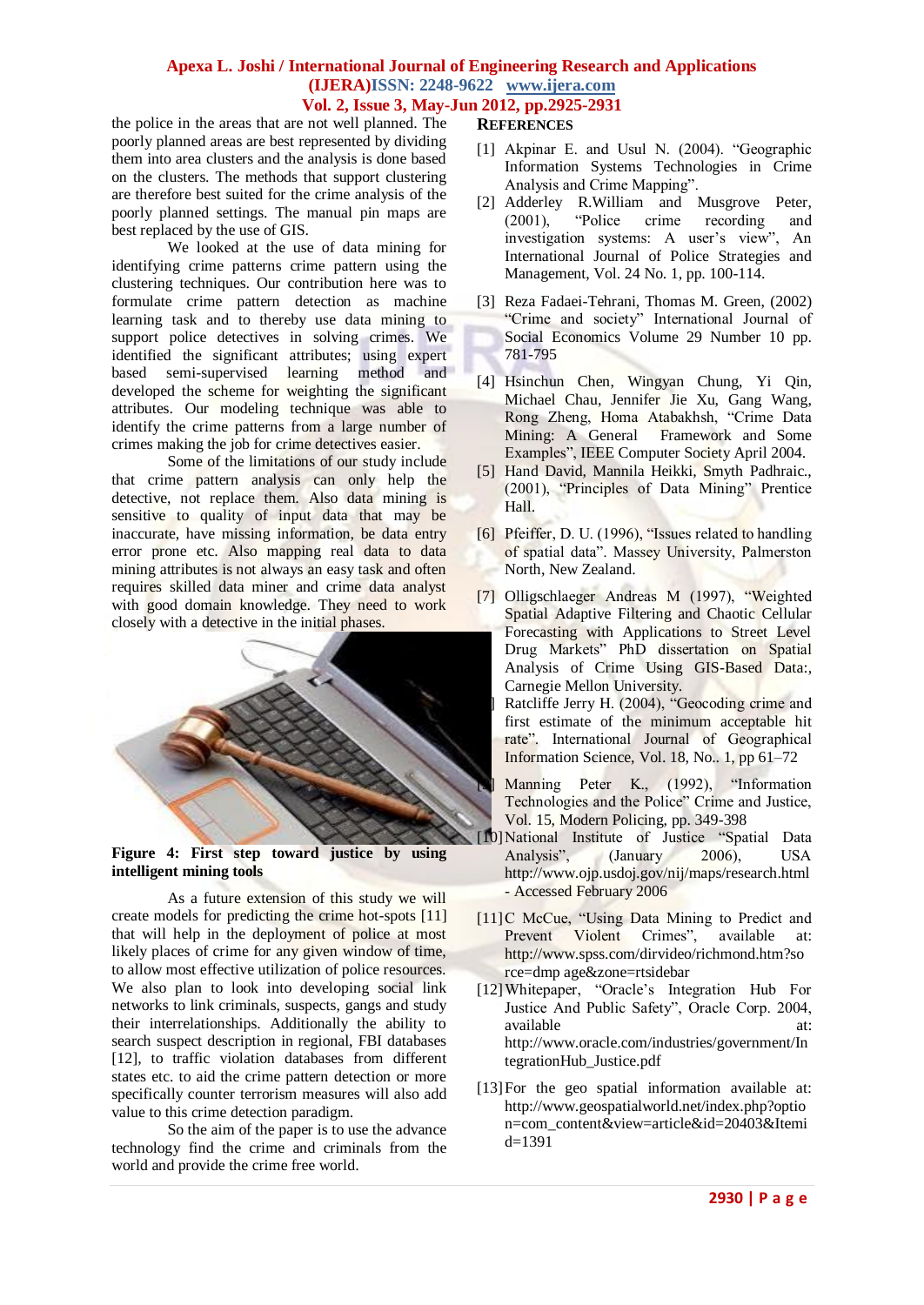the police in the areas that are not well planned. The poorly planned areas are best represented by dividing them into area clusters and the analysis is done based on the clusters. The methods that support clustering are therefore best suited for the crime analysis of the poorly planned settings. The manual pin maps are best replaced by the use of GIS.

We looked at the use of data mining for identifying crime patterns crime pattern using the clustering techniques. Our contribution here was to formulate crime pattern detection as machine learning task and to thereby use data mining to support police detectives in solving crimes. We identified the significant attributes; using expert based semi-supervised learning method and developed the scheme for weighting the significant attributes. Our modeling technique was able to identify the crime patterns from a large number of crimes making the job for crime detectives easier.

Some of the limitations of our study include that crime pattern analysis can only help the detective, not replace them. Also data mining is sensitive to quality of input data that may be inaccurate, have missing information, be data entry error prone etc. Also mapping real data to data mining attributes is not always an easy task and often requires skilled data miner and crime data analyst with good domain knowledge. They need to work closely with a detective in the initial phases.

**Figure 4: First step toward justice by using intelligent mining tools**

As a future extension of this study we will create models for predicting the crime hot-spots [11] that will help in the deployment of police at most likely places of crime for any given window of time, to allow most effective utilization of police resources. We also plan to look into developing social link networks to link criminals, suspects, gangs and study their interrelationships. Additionally the ability to search suspect description in regional, FBI databases [12], to traffic violation databases from different states etc. to aid the crime pattern detection or more specifically counter terrorism measures will also add value to this crime detection paradigm.

So the aim of the paper is to use the advance technology find the crime and criminals from the world and provide the crime free world.

## References

[1] Akpinar E. and Usul N. (2004). "Geographic Information Systems Technologies in Crime Analysis and Crime Mapping".

[2] Adderley R.William and Musgrove Peter, (2001), "Police crime recording and investigation systems: A user's view", An International Journal of Police Strategies and Management, Vol. 24 No. 1, pp. 100-114.

[3] Reza Fadaei-Tehrani, Thomas M. Green, (2002) "Crime and society" International Journal of Social Economics Volume 29 Number 10 pp. 781-795

[4] Hsinchun Chen, Wingyan Chung, Yi Qin, Michael Chau, Jennifer Jie Xu, Gang Wang, Rong Zheng, Homa Atabakhsh, "Crime Data Mining: A General Framework and Some Examples", IEEE Computer Society April 2004.

[5] Hand David, Mannila Heikki, Smyth Padhraic., (2001), "Principles of Data Mining" Prentice Hall.

[6] Pfeiffer, D. U. (1996), "Issues related to handling of spatial data". Massey University, Palmerston North, New Zealand.

[7] Olligschlaeger Andreas M (1997), "Weighted Spatial Adaptive Filtering and Chaotic Cellular Forecasting with Applications to Street Level Drug Markets" PhD dissertation on Spatial Analysis of Crime Using GIS-Based Data:, Carnegie Mellon University.

[8] Ratcliffe Jerry H. (2004), "Geocoding crime and first estimate of the minimum acceptable hit rate". International Journal of Geographical Information Science, Vol. 18, No.. 1, pp 61–72

[9] Manning Peter K., (1992), "Information Technologies and the Police" Crime and Justice, Vol. 15, Modern Policing, pp. 349-398

[10] National Institute of Justice "Spatial Data Analysis", (January 2006), USA http://www.ojp.usdoj.gov/nij/maps/research.html - Accessed February 2006

[11] C McCue, "Using Data Mining to Predict and Prevent Violent Crimes", available at: http://www.spss.com/dirvideo/richmond.htm?source=dmp age&zone=rtsidebar

[12] Whitepaper, "Oracle's Integration Hub For Justice And Public Safety", Oracle Corp. 2004, available at: http://www.oracle.com/industries/government/IntegrationHub_Justice.pdf

[13] For the geo spatial information available at: http://www.geospatialworld.net/index.php?option=com_content&view=article&id=20403&Itemid=1391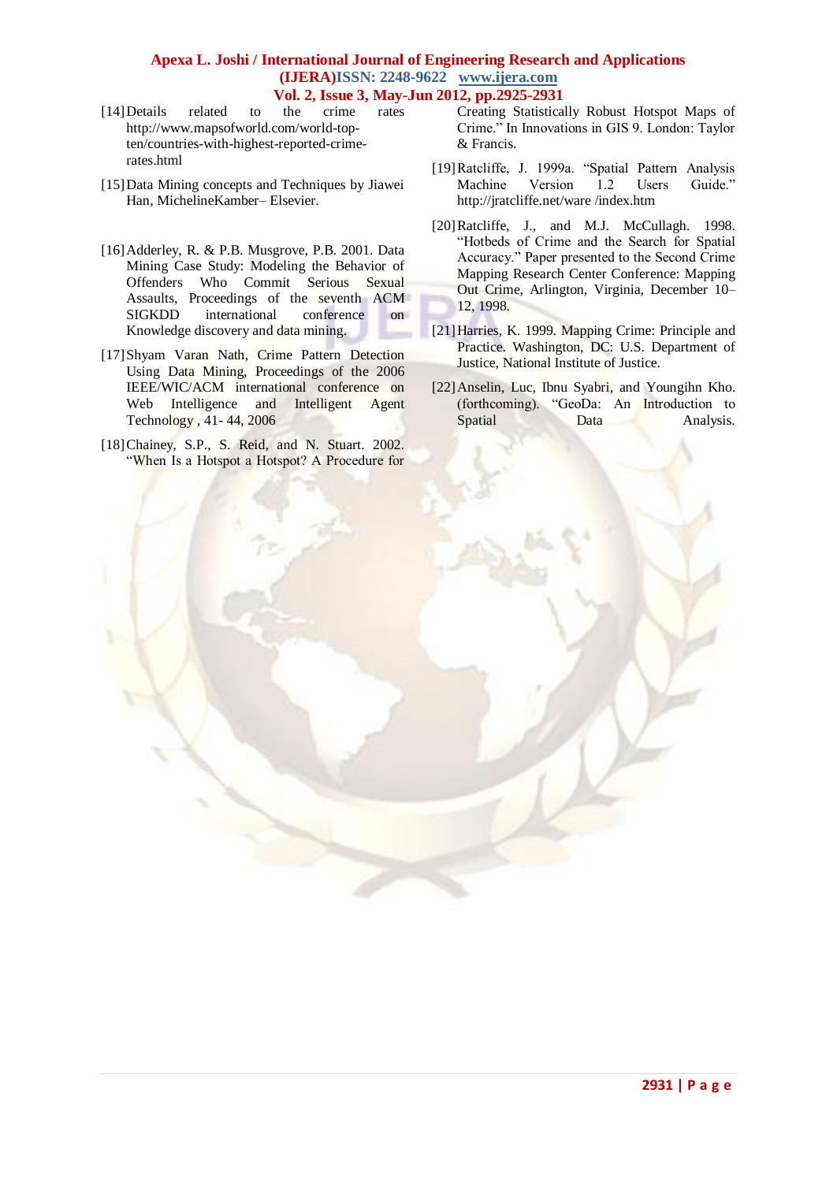[14] Details related to the crime rates http://www.mapsofworld.com/world-top-ten/countries-with-highest-reported-crime-rates.html

[15] Data Mining concepts and Techniques by Jiawei Han, MichelineKamber– Elsevier.

[16] Adderley, R. & P.B. Musgrove, P.B. 2001. Data Mining Case Study: Modeling the Behavior of Offenders Who Commit Serious Sexual Assaults, Proceedings of the seventh ACM SIGKDD international conference on Knowledge discovery and data mining.

[17] Shyam Varan Nath, Crime Pattern Detection Using Data Mining, Proceedings of the 2006 IEEE/WIC/ACM international conference on Web Intelligence and Intelligent Agent Technology , 41- 44, 2006

[18] Chainey, S.P., S. Reid, and N. Stuart. 2002. "When Is a Hotspot a Hotspot? A Procedure for Creating Statistically Robust Hotspot Maps of Crime." In Innovations in GIS 9. London: Taylor & Francis.

[19] Ratcliffe, J. 1999a. "Spatial Pattern Analysis Machine Version 1.2 Users Guide." http://jratcliffe.net/ware /index.htm

[20] Ratcliffe, J., and M.J. McCullagh. 1998. "Hotbeds of Crime and the Search for Spatial Accuracy." Paper presented to the Second Crime Mapping Research Center Conference: Mapping Out Crime, Arlington, Virginia, December 10–12, 1998.

[21] Harries, K. 1999. Mapping Crime: Principle and Practice. Washington, DC: U.S. Department of Justice, National Institute of Justice.

[22] Anselin, Luc, Ibnu Syabri, and Youngihn Kho. (forthcoming). "GeoDa: An Introduction to Spatial Data Analysis.